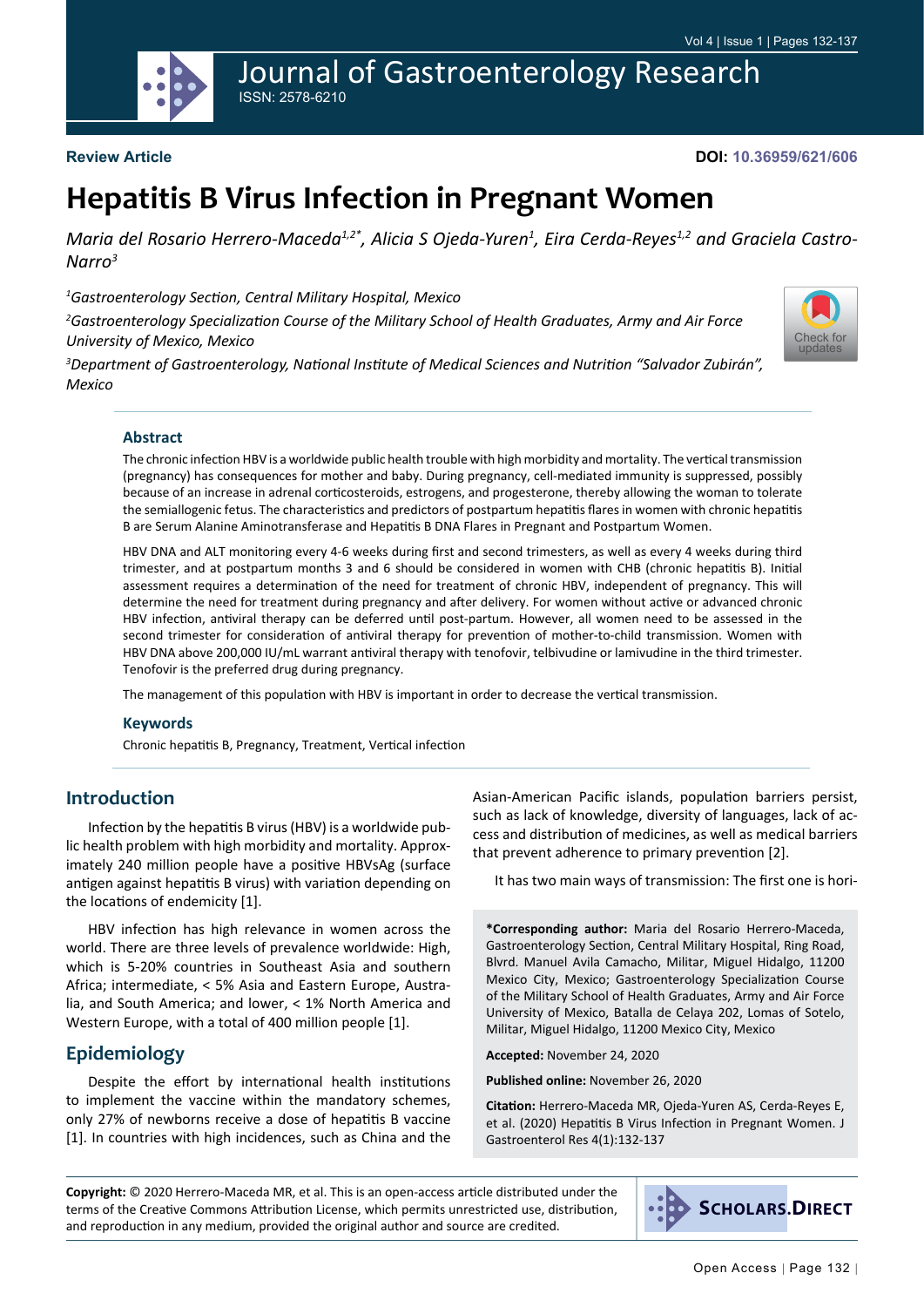**Review Article**

**DOI: 10.36959/621/606**

# Hepatitis B Virus Infection in Pregnant Women

*Maria del Rosario Herrero-Maceda[1,2*], Alicia S Ojeda-Yuren[1], Eira Cerda-Reyes[1,2] and Graciela Castro-Narro[3]*

[1]*Gastroenterology Section, Central Military Hospital, Mexico*

[2]*Gastroenterology Specialization Course of the Military School of Health Graduates, Army and Air Force University of Mexico, Mexico*

[3]*Department of Gastroenterology, National Institute of Medical Sciences and Nutrition "Salvador Zubirán", Mexico*

## Abstract

The chronic infection HBV is a worldwide public health trouble with high morbidity and mortality. The vertical transmission (pregnancy) has consequences for mother and baby. During pregnancy, cell-mediated immunity is suppressed, possibly because of an increase in adrenal corticosteroids, estrogens, and progesterone, thereby allowing the woman to tolerate the semiallogenic fetus. The characteristics and predictors of postpartum hepatitis flares in women with chronic hepatitis B are Serum Alanine Aminotransferase and Hepatitis B DNA Flares in Pregnant and Postpartum Women.

HBV DNA and ALT monitoring every 4-6 weeks during first and second trimesters, as well as every 4 weeks during third trimester, and at postpartum months 3 and 6 should be considered in women with CHB (chronic hepatitis B). Initial assessment requires a determination of the need for treatment of chronic HBV, independent of pregnancy. This will determine the need for treatment during pregnancy and after delivery. For women without active or advanced chronic HBV infection, antiviral therapy can be deferred until post-partum. However, all women need to be assessed in the second trimester for consideration of antiviral therapy for prevention of mother-to-child transmission. Women with HBV DNA above 200,000 IU/mL warrant antiviral therapy with tenofovir, telbivudine or lamivudine in the third trimester. Tenofovir is the preferred drug during pregnancy.

The management of this population with HBV is important in order to decrease the vertical transmission.

### Keywords

Chronic hepatitis B, Pregnancy, Treatment, Vertical infection

## Introduction

Infection by the hepatitis B virus (HBV) is a worldwide public health problem with high morbidity and mortality. Approximately 240 million people have a positive HBVsAg (surface antigen against hepatitis B virus) with variation depending on the locations of endemicity [1].

HBV infection has high relevance in women across the world. There are three levels of prevalence worldwide: High, which is 5-20% countries in Southeast Asia and southern Africa; intermediate, < 5% Asia and Eastern Europe, Australia, and South America; and lower, < 1% North America and Western Europe, with a total of 400 million people [1].

## Epidemiology

Despite the effort by international health institutions to implement the vaccine within the mandatory schemes, only 27% of newborns receive a dose of hepatitis B vaccine [1]. In countries with high incidences, such as China and the Asian-American Pacific islands, population barriers persist, such as lack of knowledge, diversity of languages, lack of access and distribution of medicines, as well as medical barriers that prevent adherence to primary prevention [2].

It has two main ways of transmission: The first one is hori-

**\*Corresponding author:** Maria del Rosario Herrero-Maceda, Gastroenterology Section, Central Military Hospital, Ring Road, Blvrd. Manuel Avila Camacho, Militar, Miguel Hidalgo, 11200 Mexico City, Mexico; Gastroenterology Specialization Course of the Military School of Health Graduates, Army and Air Force University of Mexico, Batalla de Celaya 202, Lomas of Sotelo, Militar, Miguel Hidalgo, 11200 Mexico City, Mexico

**Accepted:** November 24, 2020

**Published online:** November 26, 2020

**Citation:** Herrero-Maceda MR, Ojeda-Yuren AS, Cerda-Reyes E, et al. (2020) Hepatitis B Virus Infection in Pregnant Women. J Gastroenterol Res 4(1):132-137

**Copyright:** © 2020 Herrero-Maceda MR, et al. This is an open-access article distributed under the terms of the Creative Commons Attribution License, which permits unrestricted use, distribution, and reproduction in any medium, provided the original author and source are credited.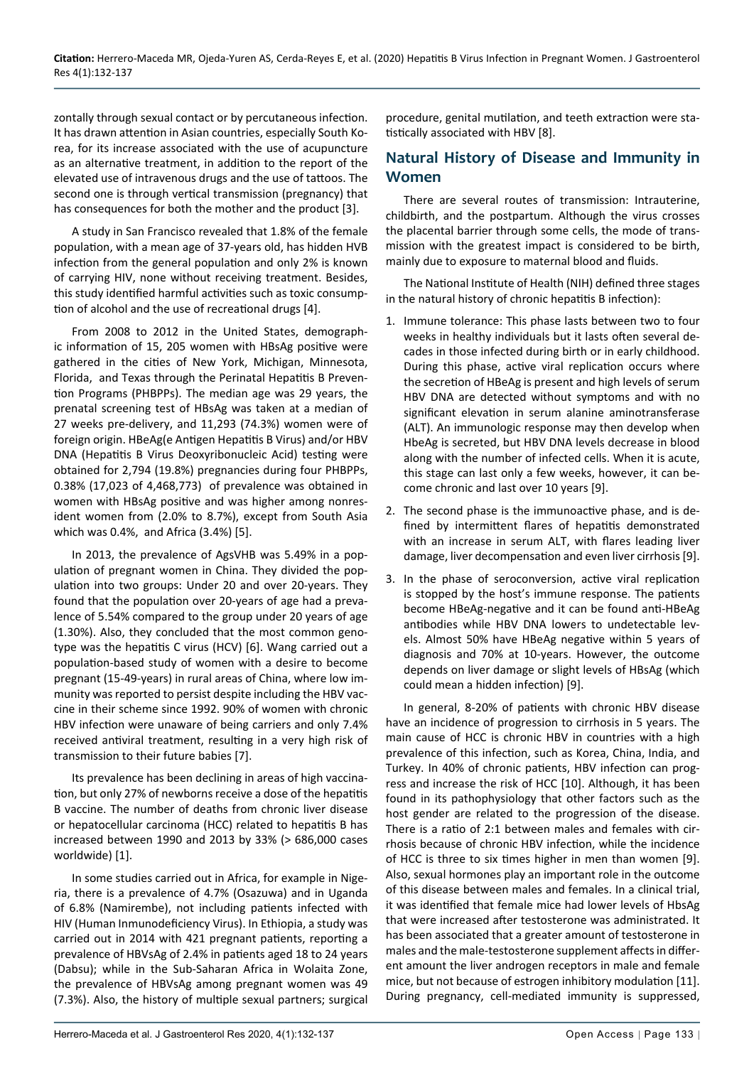zontally through sexual contact or by percutaneous infection. It has drawn attention in Asian countries, especially South Korea, for its increase associated with the use of acupuncture as an alternative treatment, in addition to the report of the elevated use of intravenous drugs and the use of tattoos. The second one is through vertical transmission (pregnancy) that has consequences for both the mother and the product [3].

A study in San Francisco revealed that 1.8% of the female population, with a mean age of 37-years old, has hidden HVB infection from the general population and only 2% is known of carrying HIV, none without receiving treatment. Besides, this study identified harmful activities such as toxic consumption of alcohol and the use of recreational drugs [4].

From 2008 to 2012 in the United States, demographic information of 15, 205 women with HBsAg positive were gathered in the cities of New York, Michigan, Minnesota, Florida, and Texas through the Perinatal Hepatitis B Prevention Programs (PHBPPs). The median age was 29 years, the prenatal screening test of HBsAg was taken at a median of 27 weeks pre-delivery, and 11,293 (74.3%) women were of foreign origin. HBeAg(e Antigen Hepatitis B Virus) and/or HBV DNA (Hepatitis B Virus Deoxyribonucleic Acid) testing were obtained for 2,794 (19.8%) pregnancies during four PHBPPs, 0.38% (17,023 of 4,468,773) of prevalence was obtained in women with HBsAg positive and was higher among nonresident women from (2.0% to 8.7%), except from South Asia which was 0.4%, and Africa (3.4%) [5].

In 2013, the prevalence of AgsVHB was 5.49% in a population of pregnant women in China. They divided the population into two groups: Under 20 and over 20-years. They found that the population over 20-years of age had a prevalence of 5.54% compared to the group under 20 years of age (1.30%). Also, they concluded that the most common genotype was the hepatitis C virus (HCV) [6]. Wang carried out a population-based study of women with a desire to become pregnant (15-49-years) in rural areas of China, where low immunity was reported to persist despite including the HBV vaccine in their scheme since 1992. 90% of women with chronic HBV infection were unaware of being carriers and only 7.4% received antiviral treatment, resulting in a very high risk of transmission to their future babies [7].

Its prevalence has been declining in areas of high vaccination, but only 27% of newborns receive a dose of the hepatitis B vaccine. The number of deaths from chronic liver disease or hepatocellular carcinoma (HCC) related to hepatitis B has increased between 1990 and 2013 by 33% (> 686,000 cases worldwide) [1].

In some studies carried out in Africa, for example in Nigeria, there is a prevalence of 4.7% (Osazuwa) and in Uganda of 6.8% (Namirembe), not including patients infected with HIV (Human Inmunodeficiency Virus). In Ethiopia, a study was carried out in 2014 with 421 pregnant patients, reporting a prevalence of HBVsAg of 2.4% in patients aged 18 to 24 years (Dabsu); while in the Sub-Saharan Africa in Wolaita Zone, the prevalence of HBVsAg among pregnant women was 49 (7.3%). Also, the history of multiple sexual partners; surgical procedure, genital mutilation, and teeth extraction were statistically associated with HBV [8].

## Natural History of Disease and Immunity in Women

There are several routes of transmission: Intrauterine, childbirth, and the postpartum. Although the virus crosses the placental barrier through some cells, the mode of transmission with the greatest impact is considered to be birth, mainly due to exposure to maternal blood and fluids.

The National Institute of Health (NIH) defined three stages in the natural history of chronic hepatitis B infection):

1. Immune tolerance: This phase lasts between two to four weeks in healthy individuals but it lasts often several decades in those infected during birth or in early childhood. During this phase, active viral replication occurs where the secretion of HBeAg is present and high levels of serum HBV DNA are detected without symptoms and with no significant elevation in serum alanine aminotransferase (ALT). An immunologic response may then develop when HbeAg is secreted, but HBV DNA levels decrease in blood along with the number of infected cells. When it is acute, this stage can last only a few weeks, however, it can become chronic and last over 10 years [9].
2. The second phase is the immunoactive phase, and is defined by intermittent flares of hepatitis demonstrated with an increase in serum ALT, with flares leading liver damage, liver decompensation and even liver cirrhosis [9].
3. In the phase of seroconversion, active viral replication is stopped by the host's immune response. The patients become HBeAg-negative and it can be found anti-HBeAg antibodies while HBV DNA lowers to undetectable levels. Almost 50% have HBeAg negative within 5 years of diagnosis and 70% at 10-years. However, the outcome depends on liver damage or slight levels of HBsAg (which could mean a hidden infection) [9].

In general, 8-20% of patients with chronic HBV disease have an incidence of progression to cirrhosis in 5 years. The main cause of HCC is chronic HBV in countries with a high prevalence of this infection, such as Korea, China, India, and Turkey. In 40% of chronic patients, HBV infection can progress and increase the risk of HCC [10]. Although, it has been found in its pathophysiology that other factors such as the host gender are related to the progression of the disease. There is a ratio of 2:1 between males and females with cirrhosis because of chronic HBV infection, while the incidence of HCC is three to six times higher in men than women [9]. Also, sexual hormones play an important role in the outcome of this disease between males and females. In a clinical trial, it was identified that female mice had lower levels of HbsAg that were increased after testosterone was administrated. It has been associated that a greater amount of testosterone in males and the male-testosterone supplement affects in different amount the liver androgen receptors in male and female mice, but not because of estrogen inhibitory modulation [11]. During pregnancy, cell-mediated immunity is suppressed,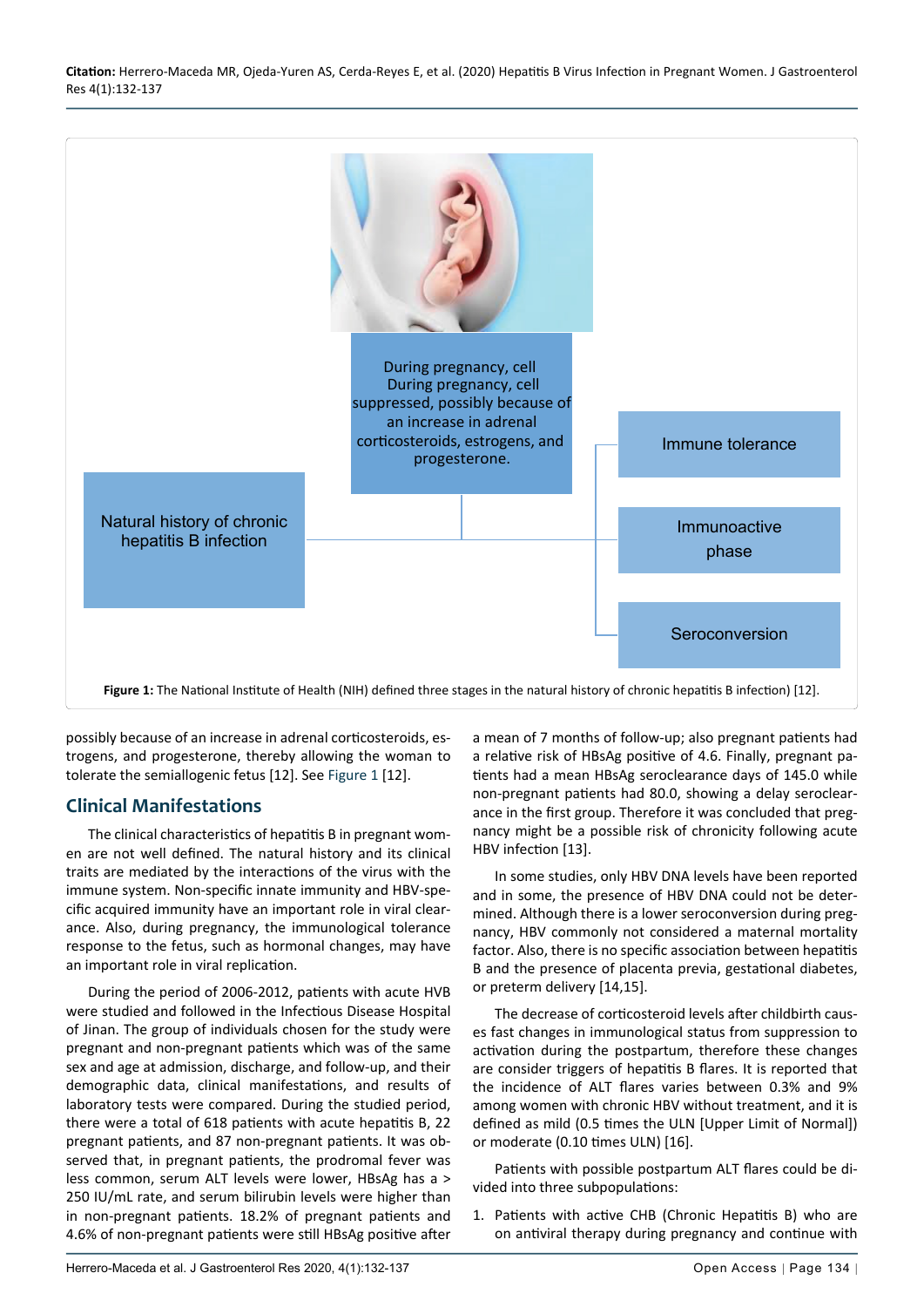During pregnancy, cell
During pregnancy, cell
suppressed, possibly because of an increase in adrenal corticosteroids, estrogens, and progesterone.

Natural history of chronic hepatitis B infection

Immune tolerance

Immunoactive phase

Seroconversion

**Figure 1:** The National Institute of Health (NIH) defined three stages in the natural history of chronic hepatitis B infection) [12].

possibly because of an increase in adrenal corticosteroids, estrogens, and progesterone, thereby allowing the woman to tolerate the semiallogenic fetus [12]. See Figure 1 [12].

## Clinical Manifestations

The clinical characteristics of hepatitis B in pregnant women are not well defined. The natural history and its clinical traits are mediated by the interactions of the virus with the immune system. Non-specific innate immunity and HBV-specific acquired immunity have an important role in viral clearance. Also, during pregnancy, the immunological tolerance response to the fetus, such as hormonal changes, may have an important role in viral replication.

During the period of 2006-2012, patients with acute HVB were studied and followed in the Infectious Disease Hospital of Jinan. The group of individuals chosen for the study were pregnant and non-pregnant patients which was of the same sex and age at admission, discharge, and follow-up, and their demographic data, clinical manifestations, and results of laboratory tests were compared. During the studied period, there were a total of 618 patients with acute hepatitis B, 22 pregnant patients, and 87 non-pregnant patients. It was observed that, in pregnant patients, the prodromal fever was less common, serum ALT levels were lower, HBsAg has a > 250 IU/mL rate, and serum bilirubin levels were higher than in non-pregnant patients. 18.2% of pregnant patients and 4.6% of non-pregnant patients were still HBsAg positive after a mean of 7 months of follow-up; also pregnant patients had a relative risk of HBsAg positive of 4.6. Finally, pregnant patients had a mean HBsAg seroclearance days of 145.0 while non-pregnant patients had 80.0, showing a delay seroclearance in the first group. Therefore it was concluded that pregnancy might be a possible risk of chronicity following acute HBV infection [13].

In some studies, only HBV DNA levels have been reported and in some, the presence of HBV DNA could not be determined. Although there is a lower seroconversion during pregnancy, HBV commonly not considered a maternal mortality factor. Also, there is no specific association between hepatitis B and the presence of placenta previa, gestational diabetes, or preterm delivery [14,15].

The decrease of corticosteroid levels after childbirth causes fast changes in immunological status from suppression to activation during the postpartum, therefore these changes are consider triggers of hepatitis B flares. It is reported that the incidence of ALT flares varies between 0.3% and 9% among women with chronic HBV without treatment, and it is defined as mild (0.5 times the ULN [Upper Limit of Normal]) or moderate (0.10 times ULN) [16].

Patients with possible postpartum ALT flares could be divided into three subpopulations:

1. Patients with active CHB (Chronic Hepatitis B) who are on antiviral therapy during pregnancy and continue with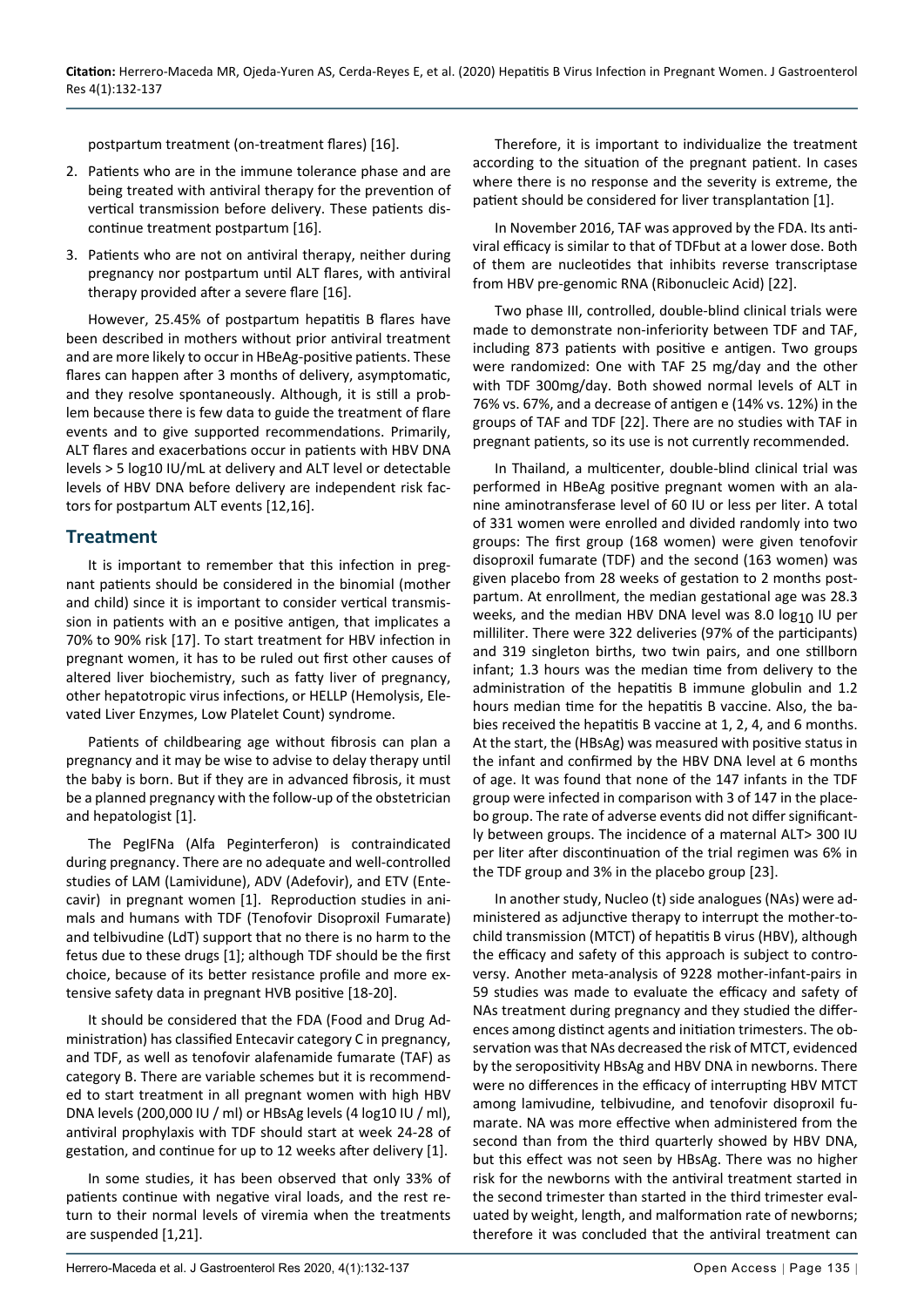postpartum treatment (on-treatment flares) [16].

2. Patients who are in the immune tolerance phase and are being treated with antiviral therapy for the prevention of vertical transmission before delivery. These patients discontinue treatment postpartum [16].

3. Patients who are not on antiviral therapy, neither during pregnancy nor postpartum until ALT flares, with antiviral therapy provided after a severe flare [16].

However, 25.45% of postpartum hepatitis B flares have been described in mothers without prior antiviral treatment and are more likely to occur in HBeAg-positive patients. These flares can happen after 3 months of delivery, asymptomatic, and they resolve spontaneously. Although, it is still a problem because there is few data to guide the treatment of flare events and to give supported recommendations. Primarily, ALT flares and exacerbations occur in patients with HBV DNA levels > 5 log10 IU/mL at delivery and ALT level or detectable levels of HBV DNA before delivery are independent risk factors for postpartum ALT events [12,16].

## Treatment

It is important to remember that this infection in pregnant patients should be considered in the binomial (mother and child) since it is important to consider vertical transmission in patients with an e positive antigen, that implicates a 70% to 90% risk [17]. To start treatment for HBV infection in pregnant women, it has to be ruled out first other causes of altered liver biochemistry, such as fatty liver of pregnancy, other hepatotropic virus infections, or HELLP (Hemolysis, Elevated Liver Enzymes, Low Platelet Count) syndrome.

Patients of childbearing age without fibrosis can plan a pregnancy and it may be wise to advise to delay therapy until the baby is born. But if they are in advanced fibrosis, it must be a planned pregnancy with the follow-up of the obstetrician and hepatologist [1].

The PegIFNa (Alfa Peginterferon) is contraindicated during pregnancy. There are no adequate and well-controlled studies of LAM (Lamividune), ADV (Adefovir), and ETV (Entecavir) in pregnant women [1]. Reproduction studies in animals and humans with TDF (Tenofovir Disoproxil Fumarate) and telbivudine (LdT) support that no there is no harm to the fetus due to these drugs [1]; although TDF should be the first choice, because of its better resistance profile and more extensive safety data in pregnant HVB positive [18-20].

It should be considered that the FDA (Food and Drug Administration) has classified Entecavir category C in pregnancy, and TDF, as well as tenofovir alafenamide fumarate (TAF) as category B. There are variable schemes but it is recommended to start treatment in all pregnant women with high HBV DNA levels (200,000 IU / ml) or HBsAg levels (4 log10 IU / ml), antiviral prophylaxis with TDF should start at week 24-28 of gestation, and continue for up to 12 weeks after delivery [1].

In some studies, it has been observed that only 33% of patients continue with negative viral loads, and the rest return to their normal levels of viremia when the treatments are suspended [1,21].

Therefore, it is important to individualize the treatment according to the situation of the pregnant patient. In cases where there is no response and the severity is extreme, the patient should be considered for liver transplantation [1].

In November 2016, TAF was approved by the FDA. Its antiviral efficacy is similar to that of TDFbut at a lower dose. Both of them are nucleotides that inhibits reverse transcriptase from HBV pre-genomic RNA (Ribonucleic Acid) [22].

Two phase III, controlled, double-blind clinical trials were made to demonstrate non-inferiority between TDF and TAF, including 873 patients with positive e antigen. Two groups were randomized: One with TAF 25 mg/day and the other with TDF 300mg/day. Both showed normal levels of ALT in 76% vs. 67%, and a decrease of antigen e (14% vs. 12%) in the groups of TAF and TDF [22]. There are no studies with TAF in pregnant patients, so its use is not currently recommended.

In Thailand, a multicenter, double-blind clinical trial was performed in HBeAg positive pregnant women with an alanine aminotransferase level of 60 IU or less per liter. A total of 331 women were enrolled and divided randomly into two groups: The first group (168 women) were given tenofovir disoproxil fumarate (TDF) and the second (163 women) was given placebo from 28 weeks of gestation to 2 months postpartum. At enrollment, the median gestational age was 28.3 weeks, and the median HBV DNA level was 8.0 $\log_{10}$ IU per milliliter. There were 322 deliveries (97% of the participants) and 319 singleton births, two twin pairs, and one stillborn infant; 1.3 hours was the median time from delivery to the administration of the hepatitis B immune globulin and 1.2 hours median time for the hepatitis B vaccine. Also, the babies received the hepatitis B vaccine at 1, 2, 4, and 6 months. At the start, the (HBsAg) was measured with positive status in the infant and confirmed by the HBV DNA level at 6 months of age. It was found that none of the 147 infants in the TDF group were infected in comparison with 3 of 147 in the placebo group. The rate of adverse events did not differ significantly between groups. The incidence of a maternal ALT> 300 IU per liter after discontinuation of the trial regimen was 6% in the TDF group and 3% in the placebo group [23].

In another study, Nucleo (t) side analogues (NAs) were administered as adjunctive therapy to interrupt the mother-to-child transmission (MTCT) of hepatitis B virus (HBV), although the efficacy and safety of this approach is subject to controversy. Another meta-analysis of 9228 mother-infant-pairs in 59 studies was made to evaluate the efficacy and safety of NAs treatment during pregnancy and they studied the differences among distinct agents and initiation trimesters. The observation was that NAs decreased the risk of MTCT, evidenced by the seropositivity HBsAg and HBV DNA in newborns. There were no differences in the efficacy of interrupting HBV MTCT among lamivudine, telbivudine, and tenofovir disoproxil fumarate. NA was more effective when administered from the second than from the third quarterly showed by HBV DNA, but this effect was not seen by HBsAg. There was no higher risk for the newborns with the antiviral treatment started in the second trimester than started in the third trimester evaluated by weight, length, and malformation rate of newborns; therefore it was concluded that the antiviral treatment can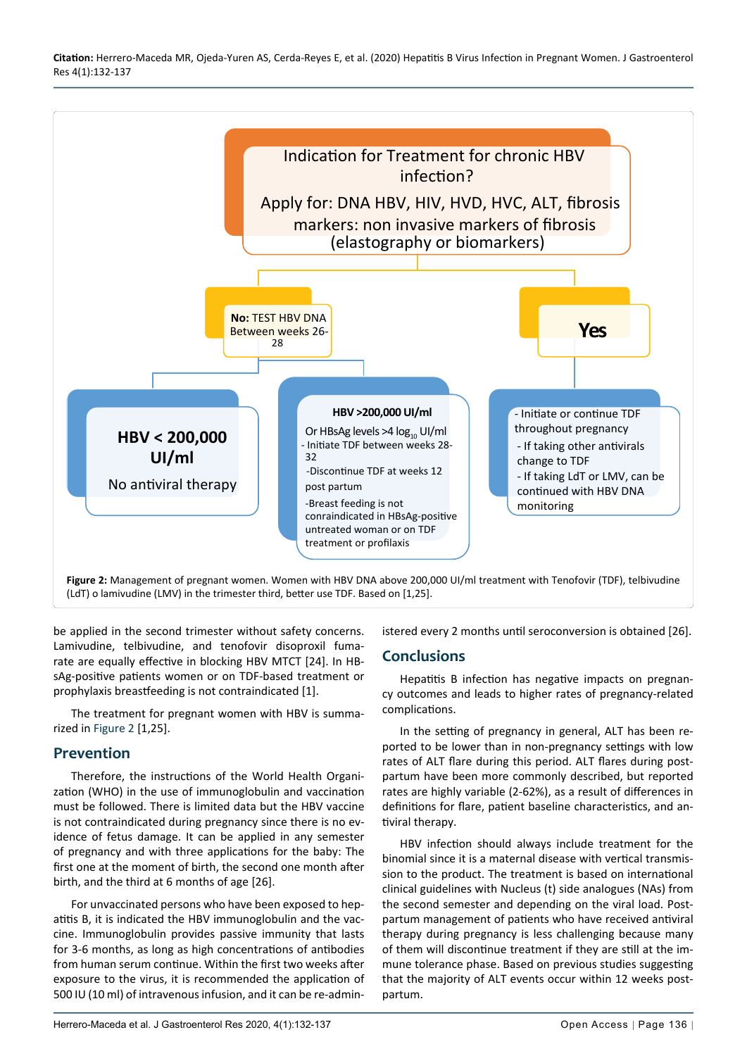Indication for Treatment for chronic HBV infection?

Apply for: DNA HBV, HIV, HVD, HVC, ALT, fibrosis markers: non invasive markers of fibrosis (elastography or biomarkers)

**No:** TEST HBV DNA Between weeks 26-28

**Yes**

**HBV < 200,000 UI/ml**

No antiviral therapy

**HBV >200,000 UI/ml**

Or HBsAg levels >4 $\log_{10}$ UI/ml

- Initiate TDF between weeks 28-32

-Discontinue TDF at weeks 12 post partum

-Breast feeding is not conraindicated in HBsAg-positive untreated woman or on TDF treatment or profilaxis

- Initiate or continue TDF throughout pregnancy

- If taking other antivirals change to TDF

- If taking LdT or LMV, can be continued with HBV DNA monitoring

**Figure 2:** Management of pregnant women. Women with HBV DNA above 200,000 UI/ml treatment with Tenofovir (TDF), telbivudine (LdT) o lamivudine (LMV) in the trimester third, better use TDF. Based on [1,25].

be applied in the second trimester without safety concerns. Lamivudine, telbivudine, and tenofovir disoproxil fumarate are equally effective in blocking HBV MTCT [24]. In HBsAg-positive patients women or on TDF-based treatment or prophylaxis breastfeeding is not contraindicated [1].

The treatment for pregnant women with HBV is summarized in Figure 2 [1,25].

## Prevention

Therefore, the instructions of the World Health Organization (WHO) in the use of immunoglobulin and vaccination must be followed. There is limited data but the HBV vaccine is not contraindicated during pregnancy since there is no evidence of fetus damage. It can be applied in any semester of pregnancy and with three applications for the baby: The first one at the moment of birth, the second one month after birth, and the third at 6 months of age [26].

For unvaccinated persons who have been exposed to hepatitis B, it is indicated the HBV immunoglobulin and the vaccine. Immunoglobulin provides passive immunity that lasts for 3-6 months, as long as high concentrations of antibodies from human serum continue. Within the first two weeks after exposure to the virus, it is recommended the application of 500 IU (10 ml) of intravenous infusion, and it can be re-administered every 2 months until seroconversion is obtained [26].

## Conclusions

Hepatitis B infection has negative impacts on pregnancy outcomes and leads to higher rates of pregnancy-related complications.

In the setting of pregnancy in general, ALT has been reported to be lower than in non-pregnancy settings with low rates of ALT flare during this period. ALT flares during postpartum have been more commonly described, but reported rates are highly variable (2-62%), as a result of differences in definitions for flare, patient baseline characteristics, and antiviral therapy.

HBV infection should always include treatment for the binomial since it is a maternal disease with vertical transmission to the product. The treatment is based on international clinical guidelines with Nucleus (t) side analogues (NAs) from the second semester and depending on the viral load. Postpartum management of patients who have received antiviral therapy during pregnancy is less challenging because many of them will discontinue treatment if they are still at the immune tolerance phase. Based on previous studies suggesting that the majority of ALT events occur within 12 weeks postpartum.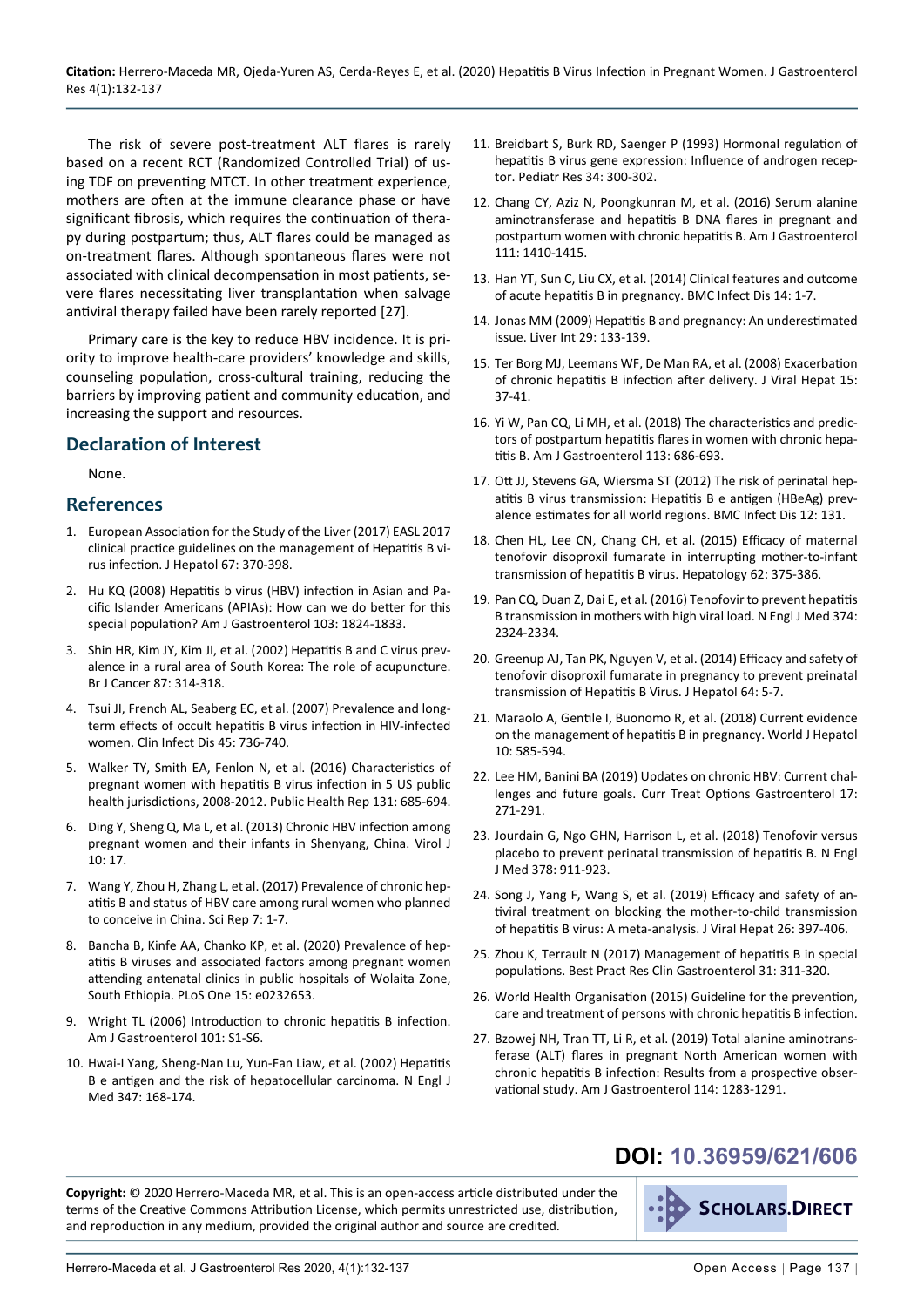The risk of severe post-treatment ALT flares is rarely based on a recent RCT (Randomized Controlled Trial) of using TDF on preventing MTCT. In other treatment experience, mothers are often at the immune clearance phase or have significant fibrosis, which requires the continuation of therapy during postpartum; thus, ALT flares could be managed as on-treatment flares. Although spontaneous flares were not associated with clinical decompensation in most patients, severe flares necessitating liver transplantation when salvage antiviral therapy failed have been rarely reported [27].

Primary care is the key to reduce HBV incidence. It is priority to improve health-care providers' knowledge and skills, counseling population, cross-cultural training, reducing the barriers by improving patient and community education, and increasing the support and resources.

## Declaration of Interest

None.

## References

1. European Association for the Study of the Liver (2017) EASL 2017 clinical practice guidelines on the management of Hepatitis B virus infection. J Hepatol 67: 370-398.
2. Hu KQ (2008) Hepatitis B virus (HBV) infection in Asian and Pacific Islander Americans (APIAs): How can we do better for this special population? Am J Gastroenterol 103: 1824-1833.
3. Shin HR, Kim JY, Kim JI, et al. (2002) Hepatitis B and C virus prevalence in a rural area of South Korea: The role of acupuncture. Br J Cancer 87: 314-318.
4. Tsui JI, French AL, Seaberg EC, et al. (2007) Prevalence and long-term effects of occult hepatitis B virus infection in HIV-infected women. Clin Infect Dis 45: 736-740.
5. Walker TY, Smith EA, Fenlon N, et al. (2016) Characteristics of pregnant women with hepatitis B virus infection in 5 US public health jurisdictions, 2008-2012. Public Health Rep 131: 685-694.
6. Ding Y, Sheng Q, Ma L, et al. (2013) Chronic HBV infection among pregnant women and their infants in Shenyang, China. Virol J 10: 17.
7. Wang Y, Zhou H, Zhang L, et al. (2017) Prevalence of chronic hepatitis B and status of HBV care among rural women who planned to conceive in China. Sci Rep 7: 1-7.
8. Bancha B, Kinfe AA, Chanko KP, et al. (2020) Prevalence of hepatitis B viruses and associated factors among pregnant women attending antenatal clinics in public hospitals of Wolaita Zone, South Ethiopia. PLoS One 15: e0232653.
9. Wright TL (2006) Introduction to chronic hepatitis B infection. Am J Gastroenterol 101: S1-S6.
10. Hwai-I Yang, Sheng-Nan Lu, Yun-Fan Liaw, et al. (2002) Hepatitis B e antigen and the risk of hepatocellular carcinoma. N Engl J Med 347: 168-174.
11. Breidbart S, Burk RD, Saenger P (1993) Hormonal regulation of hepatitis B virus gene expression: Influence of androgen receptor. Pediatr Res 34: 300-302.
12. Chang CY, Aziz N, Poongkunran M, et al. (2016) Serum alanine aminotransferase and hepatitis B DNA flares in pregnant and postpartum women with chronic hepatitis B. Am J Gastroenterol 111: 1410-1415.
13. Han YT, Sun C, Liu CX, et al. (2014) Clinical features and outcome of acute hepatitis B in pregnancy. BMC Infect Dis 14: 1-7.
14. Jonas MM (2009) Hepatitis B and pregnancy: An underestimated issue. Liver Int 29: 133-139.
15. Ter Borg MJ, Leemans WF, De Man RA, et al. (2008) Exacerbation of chronic hepatitis B infection after delivery. J Viral Hepat 15: 37-41.
16. Yi W, Pan CQ, Li MH, et al. (2018) The characteristics and predictors of postpartum hepatitis flares in women with chronic hepatitis B. Am J Gastroenterol 113: 686-693.
17. Ott JJ, Stevens GA, Wiersma ST (2012) The risk of perinatal hepatitis B virus transmission: Hepatitis B e antigen (HBeAg) prevalence estimates for all world regions. BMC Infect Dis 12: 131.
18. Chen HL, Lee CN, Chang CH, et al. (2015) Efficacy of maternal tenofovir disoproxil fumarate in interrupting mother-to-infant transmission of hepatitis B virus. Hepatology 62: 375-386.
19. Pan CQ, Duan Z, Dai E, et al. (2016) Tenofovir to prevent hepatitis B transmission in mothers with high viral load. N Engl J Med 374: 2324-2334.
20. Greenup AJ, Tan PK, Nguyen V, et al. (2014) Efficacy and safety of tenofovir disoproxil fumarate in pregnancy to prevent preinatal transmission of Hepatitis B Virus. J Hepatol 64: 5-7.
21. Maraolo A, Gentile I, Buonomo R, et al. (2018) Current evidence on the management of hepatitis B in pregnancy. World J Hepatol 10: 585-594.
22. Lee HM, Banini BA (2019) Updates on chronic HBV: Current challenges and future goals. Curr Treat Options Gastroenterol 17: 271-291.
23. Jourdain G, Ngo GHN, Harrison L, et al. (2018) Tenofovir versus placebo to prevent perinatal transmission of hepatitis B. N Engl J Med 378: 911-923.
24. Song J, Yang F, Wang S, et al. (2019) Efficacy and safety of antiviral treatment on blocking the mother-to-child transmission of hepatitis B virus: A meta-analysis. J Viral Hepat 26: 397-406.
25. Zhou K, Terrault N (2017) Management of hepatitis B in special populations. Best Pract Res Clin Gastroenterol 31: 311-320.
26. World Health Organisation (2015) Guideline for the prevention, care and treatment of persons with chronic hepatitis B infection.
27. Bzowej NH, Tran TT, Li R, et al. (2019) Total alanine aminotransferase (ALT) flares in pregnant North American women with chronic hepatitis B infection: Results from a prospective observational study. Am J Gastroenterol 114: 1283-1291.

**DOI: 10.36959/621/606**

**Copyright:** © 2020 Herrero-Maceda MR, et al. This is an open-access article distributed under the terms of the Creative Commons Attribution License, which permits unrestricted use, distribution, and reproduction in any medium, provided the original author and source are credited.